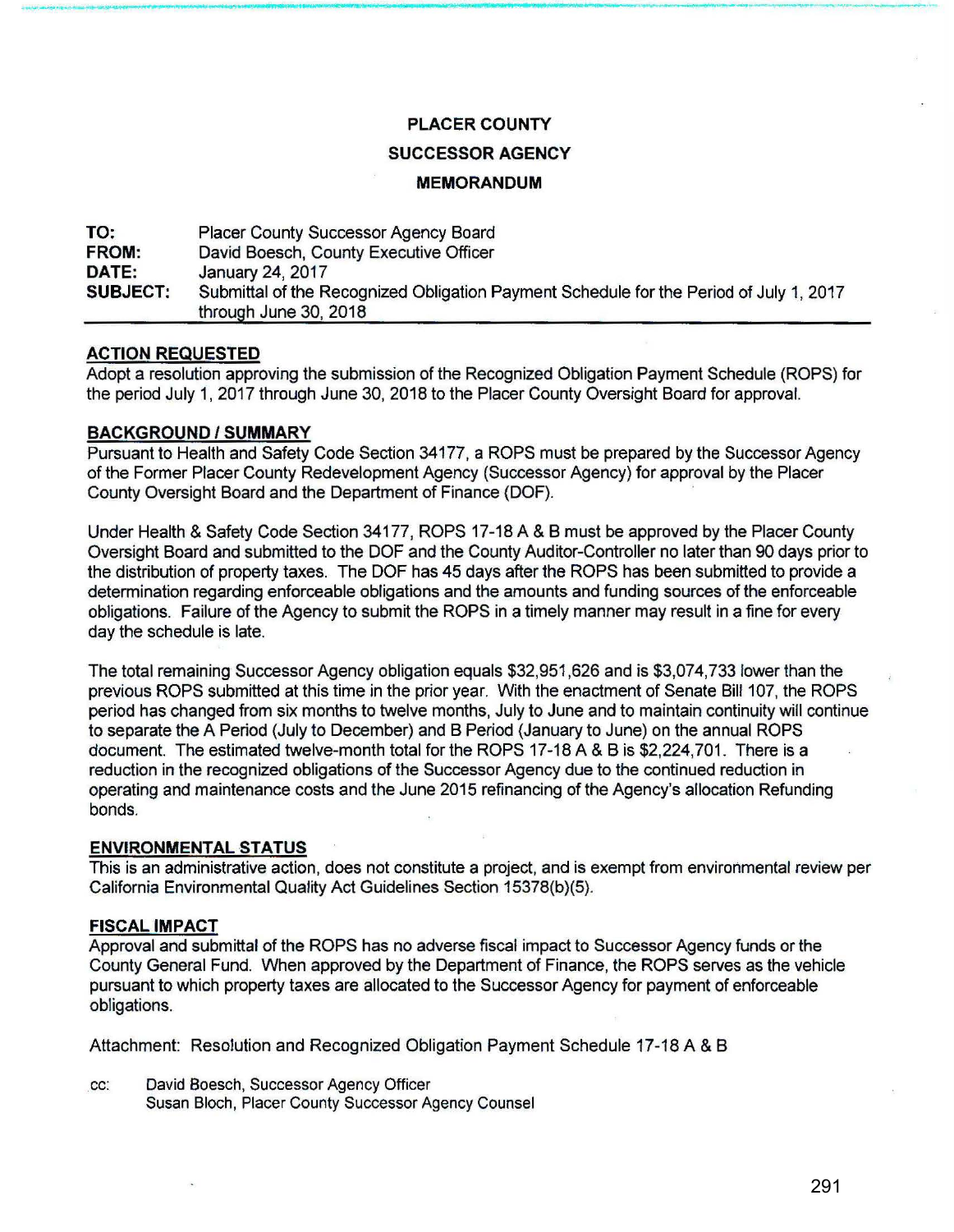# PLACER COUNTY

## SUCCESSOR AGENCY

## MEMORANDUM

| | |
|---|---|
| **TO:** | Placer County Successor Agency Board |
| **FROM:** | David Boesch, County Executive Officer |
| **DATE:** | January 24, 2017 |
| **SUBJECT:** | Submittal of the Recognized Obligation Payment Schedule for the Period of July 1, 2017 through June 30, 2018 |

### ACTION REQUESTED

Adopt a resolution approving the submission of the Recognized Obligation Payment Schedule (ROPS) for the period July 1, 2017 through June 30, 2018 to the Placer County Oversight Board for approval.

### BACKGROUND / SUMMARY

Pursuant to Health and Safety Code Section 34177, a ROPS must be prepared by the Successor Agency of the Former Placer County Redevelopment Agency (Successor Agency) for approval by the Placer County Oversight Board and the Department of Finance (DOF).

Under Health & Safety Code Section 34177, ROPS 17-18 A & B must be approved by the Placer County Oversight Board and submitted to the DOF and the County Auditor-Controller no later than 90 days prior to the distribution of property taxes. The DOF has 45 days after the ROPS has been submitted to provide a determination regarding enforceable obligations and the amounts and funding sources of the enforceable obligations. Failure of the Agency to submit the ROPS in a timely manner may result in a fine for every day the schedule is late.

The total remaining Successor Agency obligation equals $32,951,626 and is $3,074,733 lower than the previous ROPS submitted at this time in the prior year. With the enactment of Senate Bill 107, the ROPS period has changed from six months to twelve months, July to June and to maintain continuity will continue to separate the A Period (July to December) and B Period (January to June) on the annual ROPS document. The estimated twelve-month total for the ROPS 17-18 A & B is $2,224,701. There is a reduction in the recognized obligations of the Successor Agency due to the continued reduction in operating and maintenance costs and the June 2015 refinancing of the Agency's allocation Refunding bonds.

### ENVIRONMENTAL STATUS

This is an administrative action, does not constitute a project, and is exempt from environmental review per California Environmental Quality Act Guidelines Section 15378(b)(5).

### FISCAL IMPACT

Approval and submittal of the ROPS has no adverse fiscal impact to Successor Agency funds or the County General Fund. When approved by the Department of Finance, the ROPS serves as the vehicle pursuant to which property taxes are allocated to the Successor Agency for payment of enforceable obligations.

Attachment: Resolution and Recognized Obligation Payment Schedule 17-18 A & B

cc: David Boesch, Successor Agency Officer
Susan Bloch, Placer County Successor Agency Counsel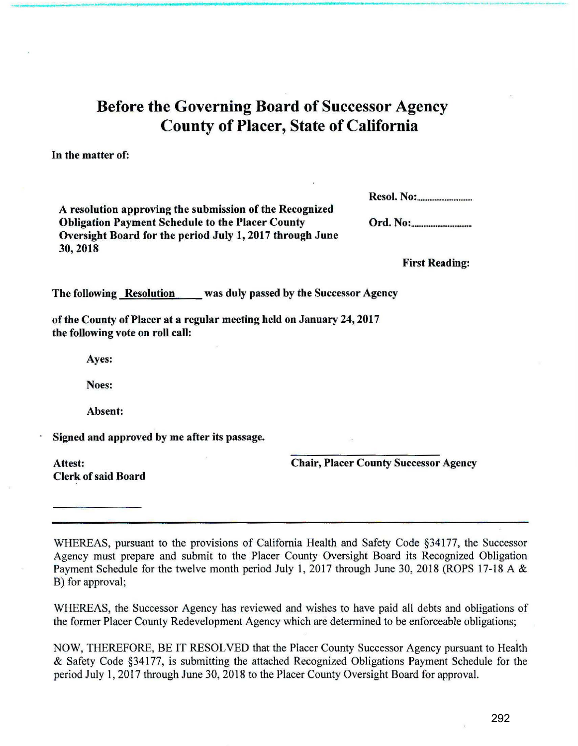# Before the Governing Board of Successor Agency County of Placer, State of California

**In the matter of:**

**A resolution approving the submission of the Recognized Obligation Payment Schedule to the Placer County Oversight Board for the period July 1, 2017 through June 30, 2018**

**Resol. No:**..........................

**Ord. No:**..........................

**First Reading:**

**The following Resolution was duly passed by the Successor Agency of the County of Placer at a regular meeting held on January 24, 2017 the following vote on roll call:**

**Ayes:**

**Noes:**

**Absent:**

**Signed and approved by me after its passage.**

**Attest:**
**Clerk of said Board**

______________

______________________
**Chair, Placer County Successor Agency**

---

WHEREAS, pursuant to the provisions of California Health and Safety Code §34177, the Successor Agency must prepare and submit to the Placer County Oversight Board its Recognized Obligation Payment Schedule for the twelve month period July 1, 2017 through June 30, 2018 (ROPS 17-18 A & B) for approval;

WHEREAS, the Successor Agency has reviewed and wishes to have paid all debts and obligations of the former Placer County Redevelopment Agency which are determined to be enforceable obligations;

NOW, THEREFORE, BE IT RESOLVED that the Placer County Successor Agency pursuant to Health & Safety Code §34177, is submitting the attached Recognized Obligations Payment Schedule for the period July 1, 2017 through June 30, 2018 to the Placer County Oversight Board for approval.